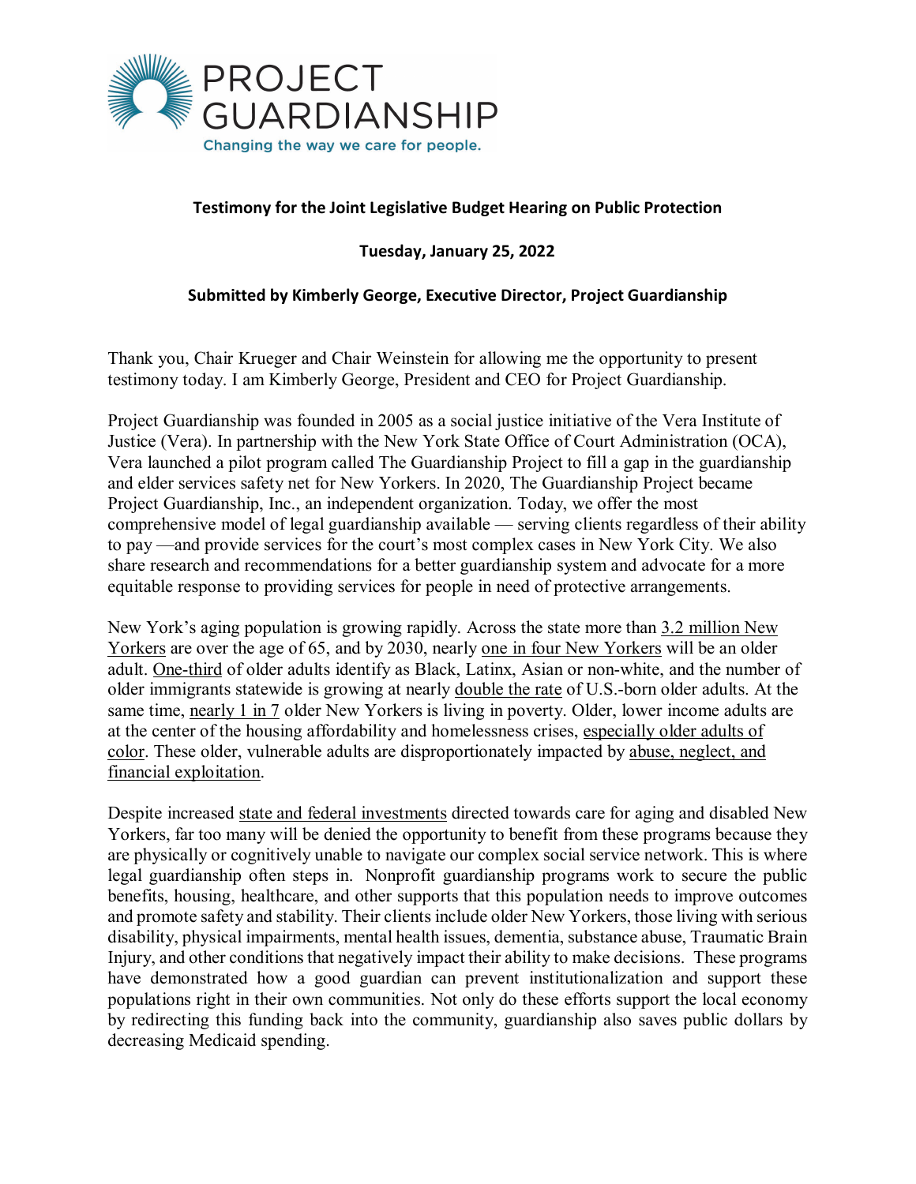PROJECT GUARDIANSHIP

Changing the way we care for people.

**Testimony for the Joint Legislative Budget Hearing on Public Protection**

**Tuesday, January 25, 2022**

**Submitted by Kimberly George, Executive Director, Project Guardianship**

Thank you, Chair Krueger and Chair Weinstein for allowing me the opportunity to present testimony today. I am Kimberly George, President and CEO for Project Guardianship.

Project Guardianship was founded in 2005 as a social justice initiative of the Vera Institute of Justice (Vera). In partnership with the New York State Office of Court Administration (OCA), Vera launched a pilot program called The Guardianship Project to fill a gap in the guardianship and elder services safety net for New Yorkers. In 2020, The Guardianship Project became Project Guardianship, Inc., an independent organization. Today, we offer the most comprehensive model of legal guardianship available — serving clients regardless of their ability to pay —and provide services for the court's most complex cases in New York City. We also share research and recommendations for a better guardianship system and advocate for a more equitable response to providing services for people in need of protective arrangements.

New York's aging population is growing rapidly. Across the state more than 3.2 million New Yorkers are over the age of 65, and by 2030, nearly one in four New Yorkers will be an older adult. One-third of older adults identify as Black, Latinx, Asian or non-white, and the number of older immigrants statewide is growing at nearly double the rate of U.S.-born older adults. At the same time, nearly 1 in 7 older New Yorkers is living in poverty. Older, lower income adults are at the center of the housing affordability and homelessness crises, especially older adults of color. These older, vulnerable adults are disproportionately impacted by abuse, neglect, and financial exploitation.

Despite increased state and federal investments directed towards care for aging and disabled New Yorkers, far too many will be denied the opportunity to benefit from these programs because they are physically or cognitively unable to navigate our complex social service network. This is where legal guardianship often steps in. Nonprofit guardianship programs work to secure the public benefits, housing, healthcare, and other supports that this population needs to improve outcomes and promote safety and stability. Their clients include older New Yorkers, those living with serious disability, physical impairments, mental health issues, dementia, substance abuse, Traumatic Brain Injury, and other conditions that negatively impact their ability to make decisions. These programs have demonstrated how a good guardian can prevent institutionalization and support these populations right in their own communities. Not only do these efforts support the local economy by redirecting this funding back into the community, guardianship also saves public dollars by decreasing Medicaid spending.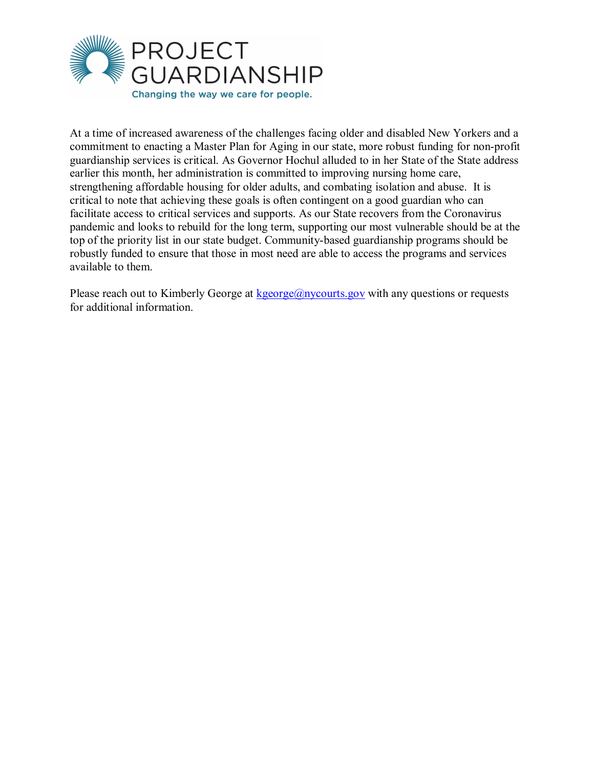PROJECT GUARDIANSHIP

Changing the way we care for people.

At a time of increased awareness of the challenges facing older and disabled New Yorkers and a commitment to enacting a Master Plan for Aging in our state, more robust funding for non-profit guardianship services is critical. As Governor Hochul alluded to in her State of the State address earlier this month, her administration is committed to improving nursing home care, strengthening affordable housing for older adults, and combating isolation and abuse. It is critical to note that achieving these goals is often contingent on a good guardian who can facilitate access to critical services and supports. As our State recovers from the Coronavirus pandemic and looks to rebuild for the long term, supporting our most vulnerable should be at the top of the priority list in our state budget. Community-based guardianship programs should be robustly funded to ensure that those in most need are able to access the programs and services available to them.

Please reach out to Kimberly George at kgeorge@nycourts.gov with any questions or requests for additional information.